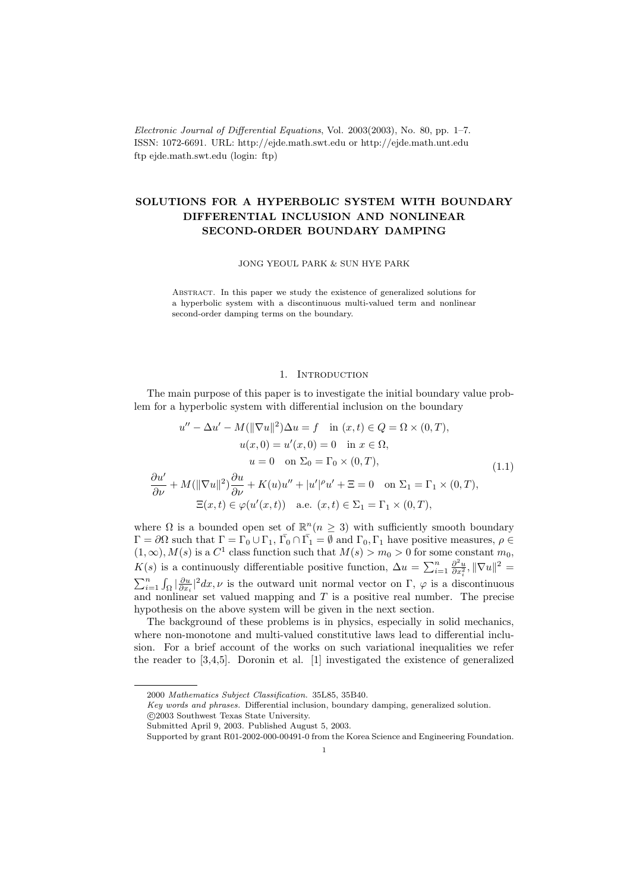# SOLUTIONS FOR A HYPERBOLIC SYSTEM WITH BOUNDARY DIFFERENTIAL INCLUSION AND NONLINEAR SECOND-ORDER BOUNDARY DAMPING

JONG YEOUL PARK & SUN HYE PARK

Abstract. In this paper we study the existence of generalized solutions for a hyperbolic system with a discontinuous multi-valued term and nonlinear second-order damping terms on the boundary.

## 1. Introduction

The main purpose of this paper is to investigate the initial boundary value problem for a hyperbolic system with differential inclusion on the boundary

$$
\begin{gathered}
u'' - \Delta u' - M(\|\nabla u\|^2)\Delta u = f \quad \text{in } (x,t) \in Q = \Omega \times (0,T), \\
u(x,0) = u'(x,0) = 0 \quad \text{in } x \in \Omega, \\
u = 0 \quad \text{on } \Sigma_0 = \Gamma_0 \times (0,T), \\
\frac{\partial u'}{\partial \nu} + M(\|\nabla u\|^2)\frac{\partial u}{\partial \nu} + K(u)u'' + |u'|^\rho u' + \Xi = 0 \quad \text{on } \Sigma_1 = \Gamma_1 \times (0,T), \\
\Xi(x,t) \in \varphi(u'(x,t)) \quad \text{a.e. } (x,t) \in \Sigma_1 = \Gamma_1 \times (0,T),
\end{gathered}
\tag{1.1}
$$

where $\Omega$ is a bounded open set of $\mathbb{R}^n (n \geq 3)$ with sufficiently smooth boundary $\Gamma = \partial\Omega$ such that $\Gamma = \Gamma_0 \cup \Gamma_1$, $\bar{\Gamma_0} \cap \bar{\Gamma_1} = \emptyset$ and $\Gamma_0, \Gamma_1$ have positive measures, $\rho \in (1,\infty)$, $M(s)$ is a $C^1$ class function such that $M(s) > m_0 > 0$ for some constant $m_0$, $K(s)$ is a continuously differentiable positive function, $\Delta u = \sum_{i=1}^n \frac{\partial^2 u}{\partial x_i^2}$, $\|\nabla u\|^2 = \sum_{i=1}^n \int_\Omega |\frac{\partial u}{\partial x_i}|^2 dx$, $\nu$ is the outward unit normal vector on $\Gamma$, $\varphi$ is a discontinuous and nonlinear set valued mapping and $T$ is a positive real number. The precise hypothesis on the above system will be given in the next section.

The background of these problems is in physics, especially in solid mechanics, where non-monotone and multi-valued constitutive laws lead to differential inclusion. For a brief account of the works on such variational inequalities we refer the reader to [3,4,5]. Doronin et al. [1] investigated the existence of generalized

---

2000 *Mathematics Subject Classification.* 35L85, 35B40.

*Key words and phrases.* Differential inclusion, boundary damping, generalized solution.

©2003 Southwest Texas State University.

Submitted April 9, 2003. Published August 5, 2003.

Supported by grant R01-2002-000-00491-0 from the Korea Science and Engineering Foundation.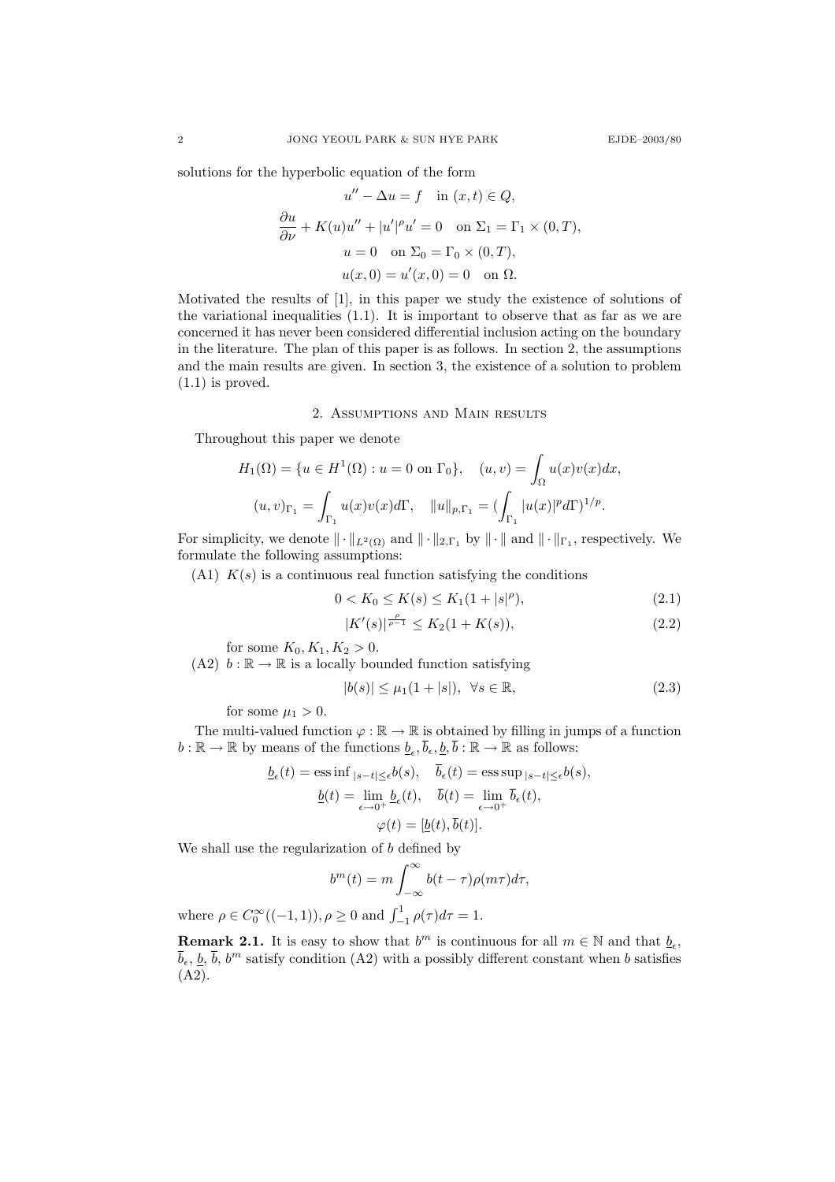solutions for the hyperbolic equation of the form

$$
\begin{gathered}
u'' - \Delta u = f \quad \text{in } (x,t) \in Q, \\
\frac{\partial u}{\partial \nu} + K(u)u'' + |u'|^\rho u' = 0 \quad \text{on } \Sigma_1 = \Gamma_1 \times (0,T), \\
u = 0 \quad \text{on } \Sigma_0 = \Gamma_0 \times (0,T), \\
u(x,0) = u'(x,0) = 0 \quad \text{on } \Omega.
\end{gathered}
$$

Motivated the results of [1], in this paper we study the existence of solutions of the variational inequalities (1.1). It is important to observe that as far as we are concerned it has never been considered differential inclusion acting on the boundary in the literature. The plan of this paper is as follows. In section 2, the assumptions and the main results are given. In section 3, the existence of a solution to problem (1.1) is proved.

## 2. Assumptions and Main results

Throughout this paper we denote

$$
H_1(\Omega) = \{u \in H^1(\Omega) : u = 0 \text{ on } \Gamma_0\}, \quad (u,v) = \int_\Omega u(x)v(x)dx,
$$

$$
(u,v)_{\Gamma_1} = \int_{\Gamma_1} u(x)v(x)d\Gamma, \quad \|u\|_{p,\Gamma_1} = (\int_{\Gamma_1} |u(x)|^p d\Gamma)^{1/p}.
$$

For simplicity, we denote $\|\cdot\|_{L^2(\Omega)}$ and $\|\cdot\|_{2,\Gamma_1}$ by $\|\cdot\|$ and $\|\cdot\|_{\Gamma_1}$, respectively. We formulate the following assumptions:

(A1) $K(s)$ is a continuous real function satisfying the conditions

$$
0 < K_0 \le K(s) \le K_1(1 + |s|^\rho), \tag{2.1}
$$

$$
|K'(s)|^{\frac{\rho}{\rho-1}} \le K_2(1 + K(s)), \tag{2.2}
$$

for some $K_0, K_1, K_2 > 0$.

(A2) $b : \mathbb{R} \to \mathbb{R}$ is a locally bounded function satisfying

$$
|b(s)| \le \mu_1(1 + |s|), \quad \forall s \in \mathbb{R}, \tag{2.3}
$$

for some $\mu_1 > 0$.

The multi-valued function $\varphi : \mathbb{R} \to \mathbb{R}$ is obtained by filling in jumps of a function $b : \mathbb{R} \to \mathbb{R}$ by means of the functions $\underline{b}_\epsilon, \overline{b}_\epsilon, \underline{b}, \overline{b} : \mathbb{R} \to \mathbb{R}$ as follows:

$$
\begin{gathered}
\underline{b}_\epsilon(t) = \operatorname{ess\,inf}_{|s-t| \le \epsilon} b(s), \quad \overline{b}_\epsilon(t) = \operatorname{ess\,sup}_{|s-t| \le \epsilon} b(s), \\
\underline{b}(t) = \lim_{\epsilon \to 0^+} \underline{b}_\epsilon(t), \quad \overline{b}(t) = \lim_{\epsilon \to 0^+} \overline{b}_\epsilon(t), \\
\varphi(t) = [\underline{b}(t), \overline{b}(t)].
\end{gathered}
$$

We shall use the regularization of $b$ defined by

$$
b^m(t) = m \int_{-\infty}^{\infty} b(t - \tau)\rho(m\tau)d\tau,
$$

where $\rho \in C_0^\infty((-1,1)), \rho \ge 0$ and $\int_{-1}^1 \rho(\tau)d\tau = 1$.

**Remark 2.1.** It is easy to show that $b^m$ is continuous for all $m \in \mathbb{N}$ and that $\underline{b}_\epsilon$, $\overline{b}_\epsilon$, $\underline{b}$, $\overline{b}$, $b^m$ satisfy condition (A2) with a possibly different constant when $b$ satisfies (A2).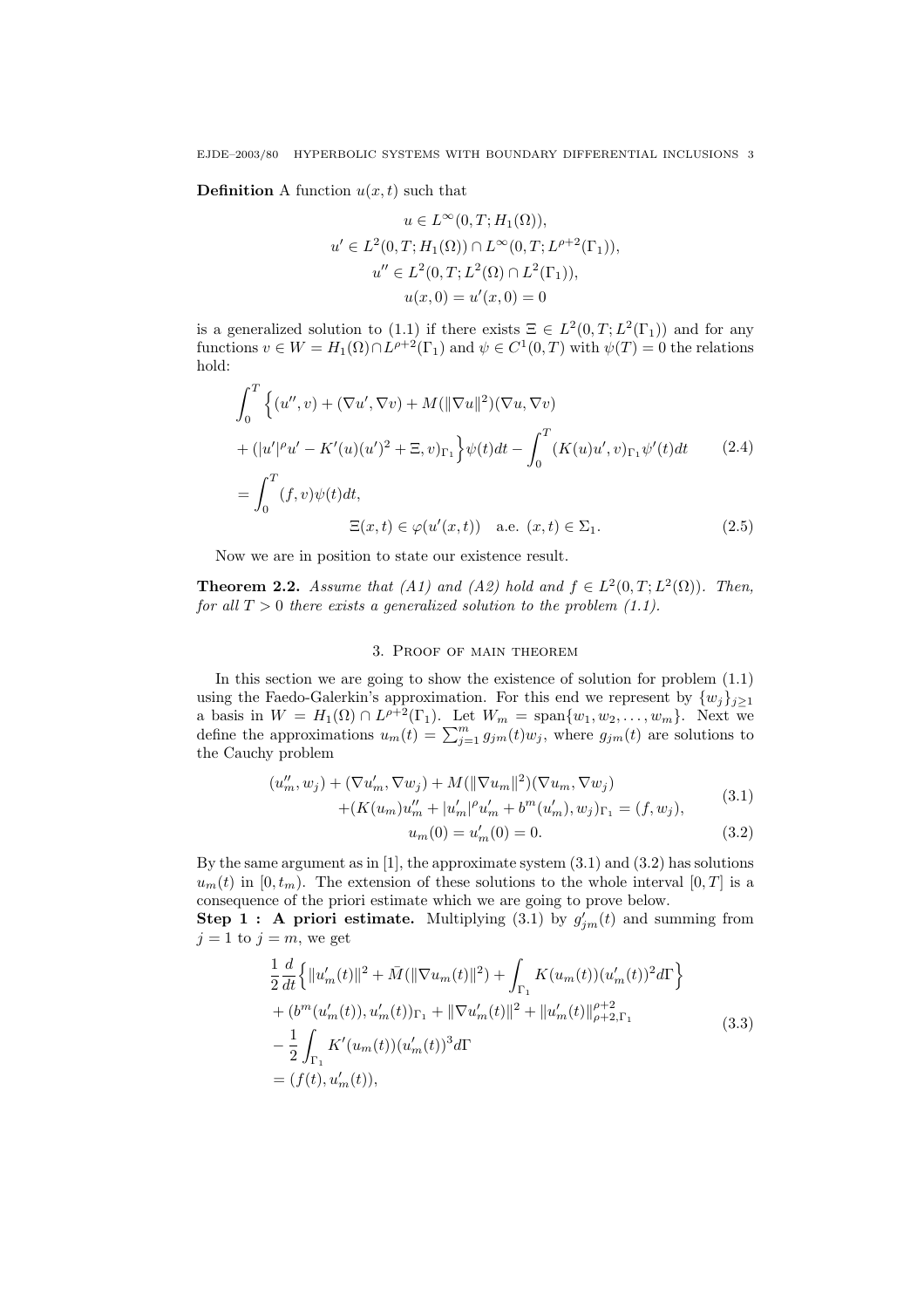**Definition** A function $u(x,t)$ such that

$$
\begin{gathered}
u \in L^\infty(0,T;H_1(\Omega)),\\
u' \in L^2(0,T;H_1(\Omega)) \cap L^\infty(0,T;L^{\rho+2}(\Gamma_1)),\\
u'' \in L^2(0,T;L^2(\Omega)\cap L^2(\Gamma_1)),\\
u(x,0) = u'(x,0) = 0
\end{gathered}
$$

is a generalized solution to (1.1) if there exists $\Xi \in L^2(0,T;L^2(\Gamma_1))$ and for any functions $v \in W = H_1(\Omega)\cap L^{\rho+2}(\Gamma_1)$ and $\psi \in C^1(0,T)$ with $\psi(T)=0$ the relations hold:

$$
\begin{aligned}
&\int_0^T \Big\{ (u'', v) + (\nabla u', \nabla v) + M(\|\nabla u\|^2)(\nabla u, \nabla v)\\
&+ (|u'|^\rho u' - K'(u)(u')^2 + \Xi, v)_{\Gamma_1}\Big\}\psi(t)dt - \int_0^T (K(u)u', v)_{\Gamma_1}\psi'(t)dt \qquad (2.4)\\
&= \int_0^T (f,v)\psi(t)dt,
\end{aligned}
$$

$$
\Xi(x,t) \in \varphi(u'(x,t)) \quad \text{a.e. } (x,t)\in \Sigma_1. \tag{2.5}
$$

Now we are in position to state our existence result.

**Theorem 2.2.** *Assume that (A1) and (A2) hold and $f \in L^2(0,T;L^2(\Omega))$. Then, for all $T>0$ there exists a generalized solution to the problem (1.1).*

## 3. Proof of main theorem

In this section we are going to show the existence of solution for problem (1.1) using the Faedo-Galerkin's approximation. For this end we represent by $\{w_j\}_{j\ge 1}$ a basis in $W = H_1(\Omega)\cap L^{\rho+2}(\Gamma_1)$. Let $W_m = \operatorname{span}\{w_1, w_2, \dots, w_m\}$. Next we define the approximations $u_m(t) = \sum_{j=1}^m g_{jm}(t)w_j$, where $g_{jm}(t)$ are solutions to the Cauchy problem

$$
\begin{aligned}
&(u''_m, w_j) + (\nabla u'_m, \nabla w_j) + M(\|\nabla u_m\|^2)(\nabla u_m, \nabla w_j)\\
&\quad + (K(u_m)u''_m + |u'_m|^\rho u'_m + b^m(u'_m), w_j)_{\Gamma_1} = (f, w_j),
\end{aligned} \tag{3.1}
$$

$$
u_m(0) = u'_m(0) = 0. \tag{3.2}
$$

By the same argument as in [1], the approximate system (3.1) and (3.2) has solutions $u_m(t)$ in $[0,t_m)$. The extension of these solutions to the whole interval $[0,T]$ is a consequence of the priori estimate which we are going to prove below.

**Step 1 : A priori estimate.** Multiplying (3.1) by $g'_{jm}(t)$ and summing from $j=1$ to $j=m$, we get

$$
\begin{aligned}
&\frac{1}{2}\frac{d}{dt}\Big\{ \|u'_m(t)\|^2 + \bar{M}(\|\nabla u_m(t)\|^2) + \int_{\Gamma_1} K(u_m(t))(u'_m(t))^2 d\Gamma \Big\}\\
&+ (b^m(u'_m(t)), u'_m(t))_{\Gamma_1} + \|\nabla u'_m(t)\|^2 + \|u'_m(t)\|^{\rho+2}_{\rho+2,\Gamma_1}\\
&- \frac{1}{2}\int_{\Gamma_1} K'(u_m(t))(u'_m(t))^3 d\Gamma\\
&= (f(t), u'_m(t)),
\end{aligned} \tag{3.3}
$$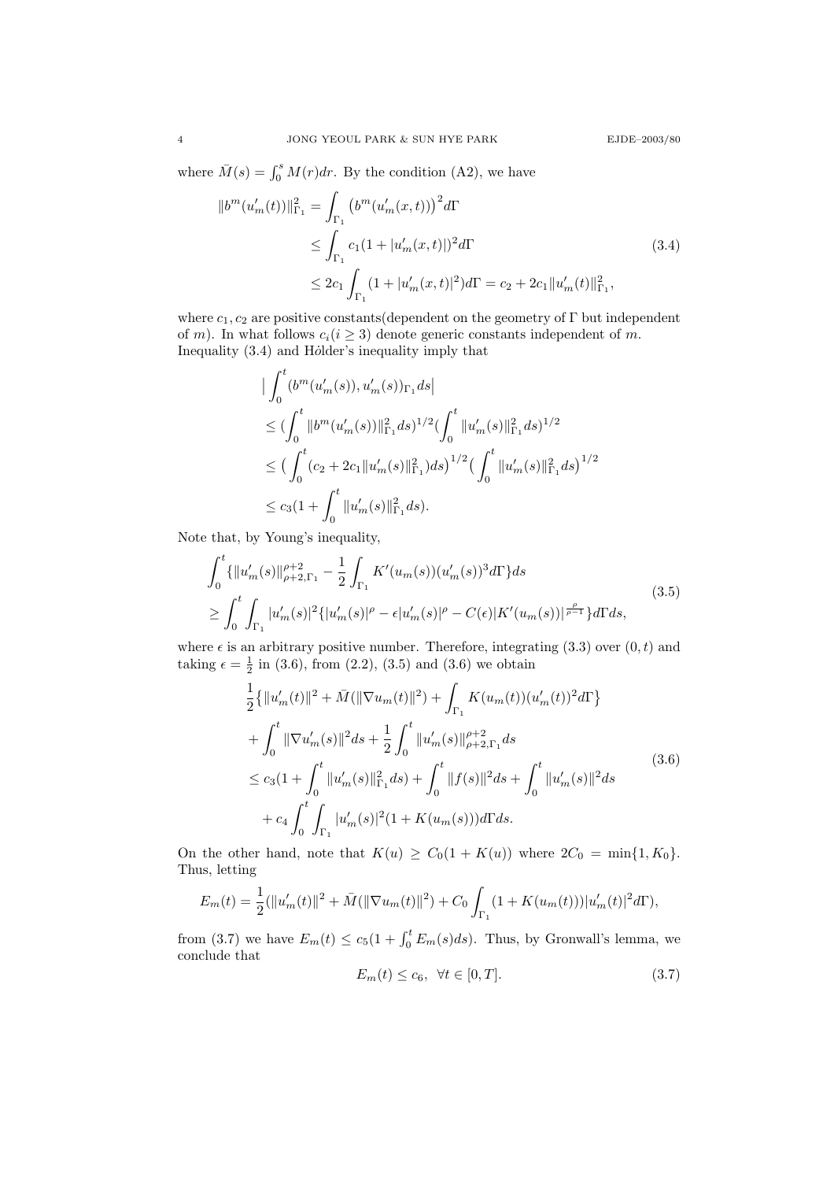where $\bar{M}(s) = \int_0^s M(r)dr$. By the condition (A2), we have

$$
\begin{aligned}
\|b^m(u_m'(t))\|_{\Gamma_1}^2 &= \int_{\Gamma_1} \big(b^m(u_m'(x,t))\big)^2 d\Gamma \\
&\le \int_{\Gamma_1} c_1(1+|u_m'(x,t)|)^2 d\Gamma \\
&\le 2c_1 \int_{\Gamma_1} (1+|u_m'(x,t)|^2) d\Gamma = c_2 + 2c_1 \|u_m'(t)\|_{\Gamma_1}^2,
\end{aligned}
\tag{3.4}
$$

where $c_1, c_2$ are positive constants(dependent on the geometry of $\Gamma$ but independent of $m$). In what follows $c_i (i \ge 3)$ denote generic constants independent of $m$. Inequality (3.4) and Hölder's inequality imply that

$$
\begin{aligned}
&\Big| \int_0^t (b^m(u_m'(s)), u_m'(s))_{\Gamma_1} ds \Big| \\
&\le \Big(\int_0^t \|b^m(u_m'(s))\|_{\Gamma_1}^2 ds\Big)^{1/2} \Big(\int_0^t \|u_m'(s)\|_{\Gamma_1}^2 ds\Big)^{1/2} \\
&\le \Big( \int_0^t (c_2 + 2c_1 \|u_m'(s)\|_{\Gamma_1}^2) ds\Big)^{1/2} \Big( \int_0^t \|u_m'(s)\|_{\Gamma_1}^2 ds\Big)^{1/2} \\
&\le c_3 \Big(1 + \int_0^t \|u_m'(s)\|_{\Gamma_1}^2 ds\Big).
\end{aligned}
$$

Note that, by Young's inequality,

$$
\begin{aligned}
&\int_0^t \{ \|u_m'(s)\|_{\rho+2,\Gamma_1}^{\rho+2} - \frac{1}{2} \int_{\Gamma_1} K'(u_m(s))(u_m'(s))^3 d\Gamma \} ds \\
&\ge \int_0^t \int_{\Gamma_1} |u_m'(s)|^2 \{ |u_m'(s)|^\rho - \epsilon |u_m'(s)|^\rho - C(\epsilon) |K'(u_m(s))|^{\frac{\rho}{\rho-1}} \} d\Gamma ds,
\end{aligned}
\tag{3.5}
$$

where $\epsilon$ is an arbitrary positive number. Therefore, integrating (3.3) over $(0,t)$ and taking $\epsilon = \frac{1}{2}$ in (3.6), from (2.2), (3.5) and (3.6) we obtain

$$
\begin{aligned}
&\frac{1}{2} \big\{ \|u_m'(t)\|^2 + \bar{M}(\|\nabla u_m(t)\|^2) + \int_{\Gamma_1} K(u_m(t))(u_m'(t))^2 d\Gamma \big\} \\
&+ \int_0^t \|\nabla u_m'(s)\|^2 ds + \frac{1}{2} \int_0^t \|u_m'(s)\|_{\rho+2,\Gamma_1}^{\rho+2} ds \\
&\le c_3 \Big(1 + \int_0^t \|u_m'(s)\|_{\Gamma_1}^2 ds\Big) + \int_0^t \|f(s)\|^2 ds + \int_0^t \|u_m'(s)\|^2 ds \\
&\quad + c_4 \int_0^t \int_{\Gamma_1} |u_m'(s)|^2 (1 + K(u_m(s))) d\Gamma ds.
\end{aligned}
\tag{3.6}
$$

On the other hand, note that $K(u) \ge C_0(1 + K(u))$ where $2C_0 = \min\{1, K_0\}$. Thus, letting

$$
E_m(t) = \frac{1}{2} \Big( \|u_m'(t)\|^2 + \bar{M}(\|\nabla u_m(t)\|^2) + C_0 \int_{\Gamma_1} (1 + K(u_m(t))) |u_m'(t)|^2 d\Gamma \Big),
$$

from (3.7) we have $E_m(t) \le c_5 (1 + \int_0^t E_m(s) ds)$. Thus, by Gronwall's lemma, we conclude that

$$
E_m(t) \le c_6, \quad \forall t \in [0,T]. \tag{3.7}
$$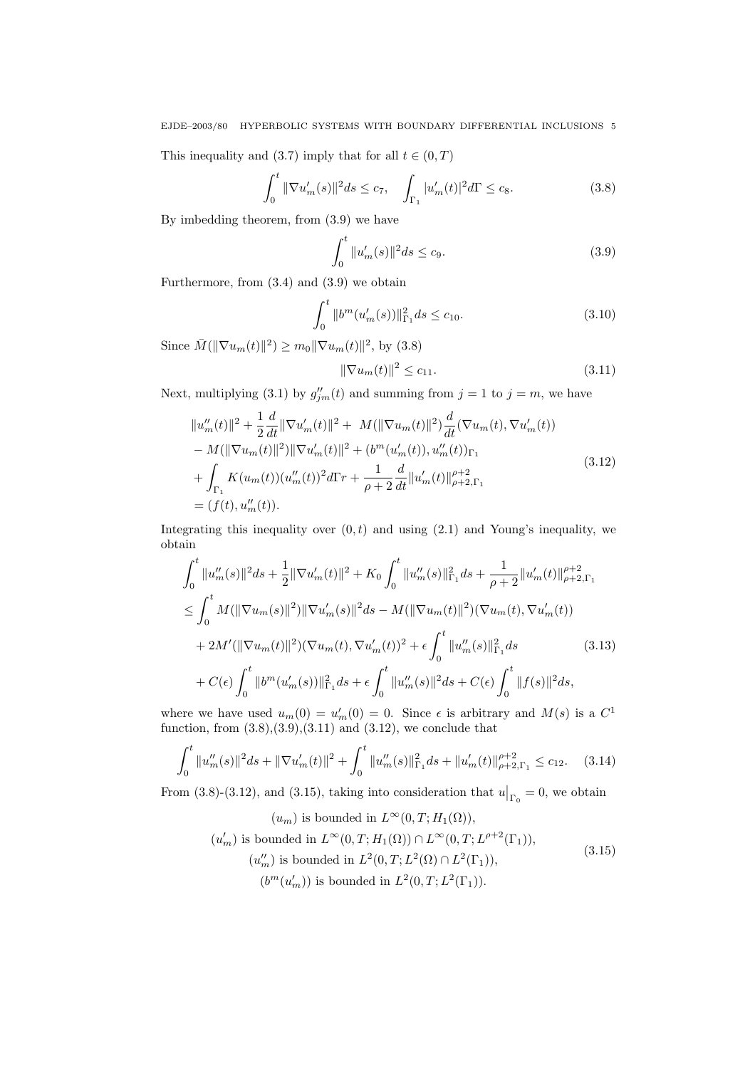This inequality and (3.7) imply that for all $t \in (0,T)$

$$\int_0^t \|\nabla u_m'(s)\|^2 ds \le c_7, \quad \int_{\Gamma_1} |u_m'(t)|^2 d\Gamma \le c_8. \tag{3.8}$$

By imbedding theorem, from (3.9) we have

$$\int_0^t \|u_m'(s)\|^2 ds \le c_9. \tag{3.9}$$

Furthermore, from (3.4) and (3.9) we obtain

$$\int_0^t \|b^m(u_m'(s))\|_{\Gamma_1}^2 ds \le c_{10}. \tag{3.10}$$

Since $\bar{M}(\|\nabla u_m(t)\|^2) \ge m_0 \|\nabla u_m(t)\|^2$, by (3.8)

$$\|\nabla u_m(t)\|^2 \le c_{11}. \tag{3.11}$$

Next, multiplying (3.1) by $g_{jm}''(t)$ and summing from $j=1$ to $j=m$, we have

$$\begin{aligned}
&\|u_m''(t)\|^2 + \frac{1}{2}\frac{d}{dt}\|\nabla u_m'(t)\|^2 + \ M(\|\nabla u_m(t)\|^2)\frac{d}{dt}(\nabla u_m(t), \nabla u_m'(t)) \\
&- M(\|\nabla u_m(t)\|^2)\|\nabla u_m'(t)\|^2 + (b^m(u_m'(t)), u_m''(t))_{\Gamma_1} \\
&+ \int_{\Gamma_1} K(u_m(t))(u_m''(t))^2 d\Gamma r + \frac{1}{\rho+2}\frac{d}{dt}\|u_m'(t)\|_{\rho+2,\Gamma_1}^{\rho+2} \\
&= (f(t), u_m''(t)).
\end{aligned} \tag{3.12}$$

Integrating this inequality over $(0,t)$ and using (2.1) and Young's inequality, we obtain

$$\begin{aligned}
&\int_0^t \|u_m''(s)\|^2 ds + \frac{1}{2}\|\nabla u_m'(t)\|^2 + K_0 \int_0^t \|u_m''(s)\|_{\Gamma_1}^2 ds + \frac{1}{\rho+2}\|u_m'(t)\|_{\rho+2,\Gamma_1}^{\rho+2} \\
&\le \int_0^t M(\|\nabla u_m(s)\|^2)\|\nabla u_m'(s)\|^2 ds - M(\|\nabla u_m(t)\|^2)(\nabla u_m(t), \nabla u_m'(t)) \\
&\quad + 2M'(\|\nabla u_m(t)\|^2)(\nabla u_m(t), \nabla u_m'(t))^2 + \epsilon \int_0^t \|u_m''(s)\|_{\Gamma_1}^2 ds \\
&\quad + C(\epsilon)\int_0^t \|b^m(u_m'(s))\|_{\Gamma_1}^2 ds + \epsilon \int_0^t \|u_m''(s)\|^2 ds + C(\epsilon)\int_0^t \|f(s)\|^2 ds,
\end{aligned} \tag{3.13}$$

where we have used $u_m(0) = u_m'(0) = 0$. Since $\epsilon$ is arbitrary and $M(s)$ is a $C^1$ function, from (3.8),(3.9),(3.11) and (3.12), we conclude that

$$\int_0^t \|u_m''(s)\|^2 ds + \|\nabla u_m'(t)\|^2 + \int_0^t \|u_m''(s)\|_{\Gamma_1}^2 ds + \|u_m'(t)\|_{\rho+2,\Gamma_1}^{\rho+2} \le c_{12}. \tag{3.14}$$

From (3.8)-(3.12), and (3.15), taking into consideration that $u\big|_{\Gamma_0} = 0$, we obtain

$$\begin{gathered}
(u_m) \text{ is bounded in } L^\infty(0,T; H_1(\Omega)), \\
(u_m') \text{ is bounded in } L^\infty(0,T; H_1(\Omega)) \cap L^\infty(0,T; L^{\rho+2}(\Gamma_1)), \\
(u_m'') \text{ is bounded in } L^2(0,T; L^2(\Omega) \cap L^2(\Gamma_1)), \\
(b^m(u_m')) \text{ is bounded in } L^2(0,T; L^2(\Gamma_1)).
\end{gathered} \tag{3.15}$$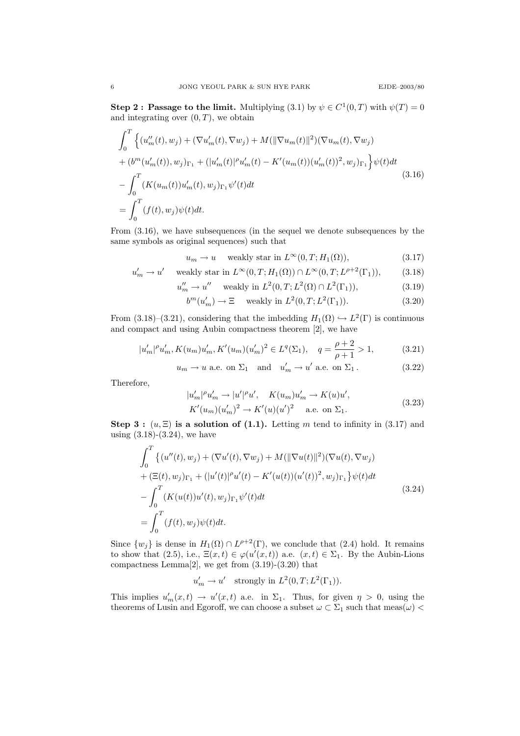**Step 2 : Passage to the limit.** Multiplying (3.1) by $\psi \in C^1(0,T)$ with $\psi(T)=0$ and integrating over $(0,T)$, we obtain

$$
\begin{aligned}
&\int_0^T \Big\{ (u_m''(t), w_j) + (\nabla u_m'(t), \nabla w_j) + M(\|\nabla u_m(t)\|^2)(\nabla u_m(t), \nabla w_j) \\
&+ (b^m(u_m'(t)), w_j)_{\Gamma_1} + (|u_m'(t)|^\rho u_m'(t) - K'(u_m(t))(u_m'(t))^2, w_j)_{\Gamma_1} \Big\} \psi(t) dt \\
&- \int_0^T (K(u_m(t)) u_m'(t), w_j)_{\Gamma_1} \psi'(t) dt \\
&= \int_0^T (f(t), w_j) \psi(t) dt.
\end{aligned}
\tag{3.16}
$$

From (3.16), we have subsequences (in the sequel we denote subsequences by the same symbols as original sequences) such that

$$
u_m \to u \quad \text{weakly star in } L^\infty(0,T; H_1(\Omega)), \tag{3.17}
$$

$$
u_m' \to u' \quad \text{weakly star in } L^\infty(0,T; H_1(\Omega)) \cap L^\infty(0,T; L^{\rho+2}(\Gamma_1)), \tag{3.18}
$$

$$
u_m'' \to u'' \quad \text{weakly in } L^2(0,T; L^2(\Omega) \cap L^2(\Gamma_1)), \tag{3.19}
$$

$$
b^m(u_m') \to \Xi \quad \text{weakly in } L^2(0,T; L^2(\Gamma_1)). \tag{3.20}
$$

From (3.18)–(3.21), considering that the imbedding $H_1(\Omega) \hookrightarrow L^2(\Gamma)$ is continuous and compact and using Aubin compactness theorem [2], we have

$$
|u_m'|^\rho u_m', K(u_m) u_m', K'(u_m)(u_m')^2 \in L^q(\Sigma_1), \quad q = \frac{\rho+2}{\rho+1} > 1, \tag{3.21}
$$

$$
u_m \to u \text{ a.e. on } \Sigma_1 \quad \text{and} \quad u_m' \to u' \text{ a.e. on } \Sigma_1. \tag{3.22}
$$

Therefore,

$$
\begin{aligned}
&|u_m'|^\rho u_m' \to |u'|^\rho u', \quad K(u_m) u_m' \to K(u) u', \\
&K'(u_m)(u_m')^2 \to K'(u)(u')^2 \quad \text{a.e. on } \Sigma_1.
\end{aligned}
\tag{3.23}
$$

**Step 3 : $(u, \Xi)$ is a solution of (1.1).** Letting $m$ tend to infinity in (3.17) and using (3.18)-(3.24), we have

$$
\begin{aligned}
&\int_0^T \big\{ (u''(t), w_j) + (\nabla u'(t), \nabla w_j) + M(\|\nabla u(t)\|^2)(\nabla u(t), \nabla w_j) \\
&+ (\Xi(t), w_j)_{\Gamma_1} + (|u'(t)|^\rho u'(t) - K'(u(t))(u'(t))^2, w_j)_{\Gamma_1} \big\} \psi(t) dt \\
&- \int_0^T (K(u(t)) u'(t), w_j)_{\Gamma_1} \psi'(t) dt \\
&= \int_0^T (f(t), w_j) \psi(t) dt.
\end{aligned}
\tag{3.24}
$$

Since $\{w_j\}$ is dense in $H_1(\Omega) \cap L^{\rho+2}(\Gamma)$, we conclude that (2.4) hold. It remains to show that (2.5), i.e., $\Xi(x,t) \in \varphi(u'(x,t))$ a.e. $(x,t) \in \Sigma_1$. By the Aubin-Lions compactness Lemma[2], we get from (3.19)-(3.20) that

$$
u_m' \to u' \quad \text{strongly in } L^2(0,T; L^2(\Gamma_1)).
$$

This implies $u_m'(x,t) \to u'(x,t)$ a.e. in $\Sigma_1$. Thus, for given $\eta > 0$, using the theorems of Lusin and Egoroff, we can choose a subset $\omega \subset \Sigma_1$ such that $\text{meas}(\omega) <$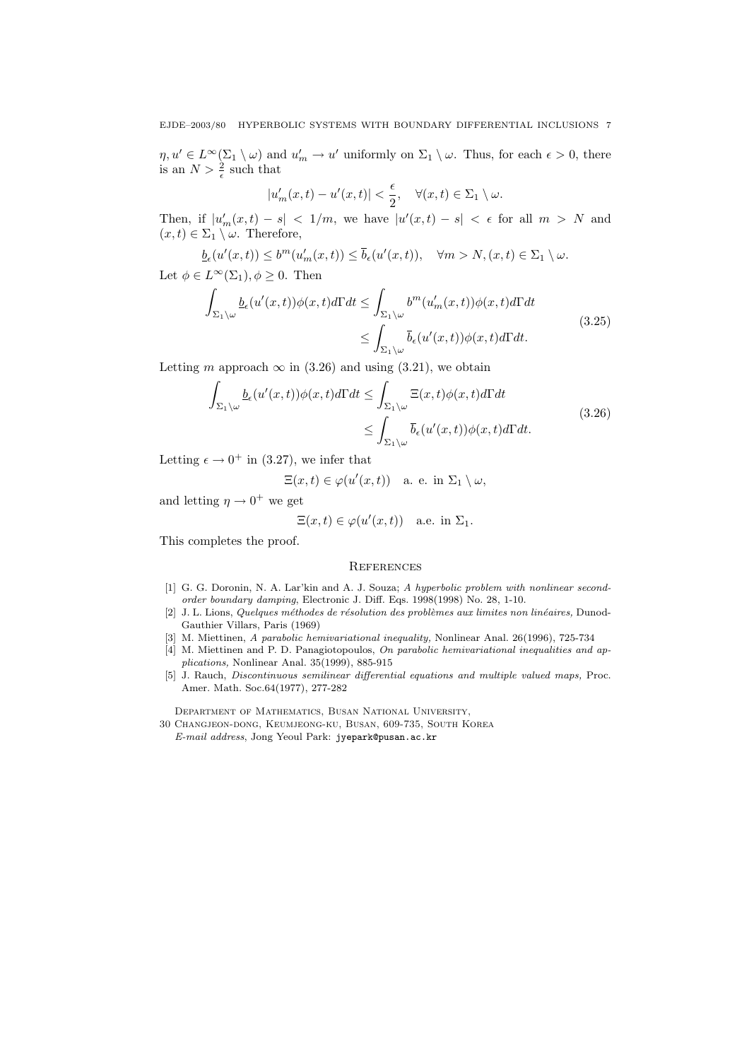$\eta, u' \in L^\infty(\Sigma_1 \setminus \omega)$ and $u'_m \to u'$ uniformly on $\Sigma_1 \setminus \omega$. Thus, for each $\epsilon > 0$, there is an $N > \frac{2}{\epsilon}$ such that

$$|u'_m(x,t) - u'(x,t)| < \frac{\epsilon}{2}, \quad \forall (x,t) \in \Sigma_1 \setminus \omega.$$

Then, if $|u'_m(x,t) - s| < 1/m$, we have $|u'(x,t) - s| < \epsilon$ for all $m > N$ and $(x,t) \in \Sigma_1 \setminus \omega$. Therefore,

$$\underline{b}_\epsilon(u'(x,t)) \le b^m(u'_m(x,t)) \le \overline{b}_\epsilon(u'(x,t)), \quad \forall m > N, (x,t) \in \Sigma_1 \setminus \omega.$$

Let $\phi \in L^\infty(\Sigma_1), \phi \ge 0$. Then

$$\begin{aligned} \int_{\Sigma_1 \setminus \omega} \underline{b}_\epsilon(u'(x,t))\phi(x,t) d\Gamma dt &\le \int_{\Sigma_1 \setminus \omega} b^m(u'_m(x,t))\phi(x,t) d\Gamma dt \\ &\le \int_{\Sigma_1 \setminus \omega} \overline{b}_\epsilon(u'(x,t))\phi(x,t) d\Gamma dt. \end{aligned} \tag{3.25}$$

Letting $m$ approach $\infty$ in (3.26) and using (3.21), we obtain

$$\begin{aligned} \int_{\Sigma_1 \setminus \omega} \underline{b}_\epsilon(u'(x,t))\phi(x,t) d\Gamma dt &\le \int_{\Sigma_1 \setminus \omega} \Xi(x,t)\phi(x,t) d\Gamma dt \\ &\le \int_{\Sigma_1 \setminus \omega} \overline{b}_\epsilon(u'(x,t))\phi(x,t) d\Gamma dt. \end{aligned} \tag{3.26}$$

Letting $\epsilon \to 0^+$ in (3.27), we infer that

$$\Xi(x,t) \in \varphi(u'(x,t)) \quad \text{a. e. in } \Sigma_1 \setminus \omega,$$

and letting $\eta \to 0^+$ we get

$$\Xi(x,t) \in \varphi(u'(x,t)) \quad \text{a.e. in } \Sigma_1.$$

This completes the proof.

## References

[1] G. G. Doronin, N. A. Lar'kin and A. J. Souza; *A hyperbolic problem with nonlinear second-order boundary damping*, Electronic J. Diff. Eqs. 1998(1998) No. 28, 1-10.

[2] J. L. Lions, *Quelques méthodes de résolution des problèmes aux limites non linéaires,* Dunod-Gauthier Villars, Paris (1969)

[3] M. Miettinen, *A parabolic hemivariational inequality,* Nonlinear Anal. 26(1996), 725-734

[4] M. Miettinen and P. D. Panagiotopoulos, *On parabolic hemivariational inequalities and applications,* Nonlinear Anal. 35(1999), 885-915

[5] J. Rauch, *Discontinuous semilinear differential equations and multiple valued maps,* Proc. Amer. Math. Soc.64(1977), 277-282

Department of Mathematics, Busan National University,
30 Changjeon-dong, Keumjeong-ku, Busan, 609-735, South Korea

*E-mail address*, Jong Yeoul Park: jyepark@pusan.ac.kr